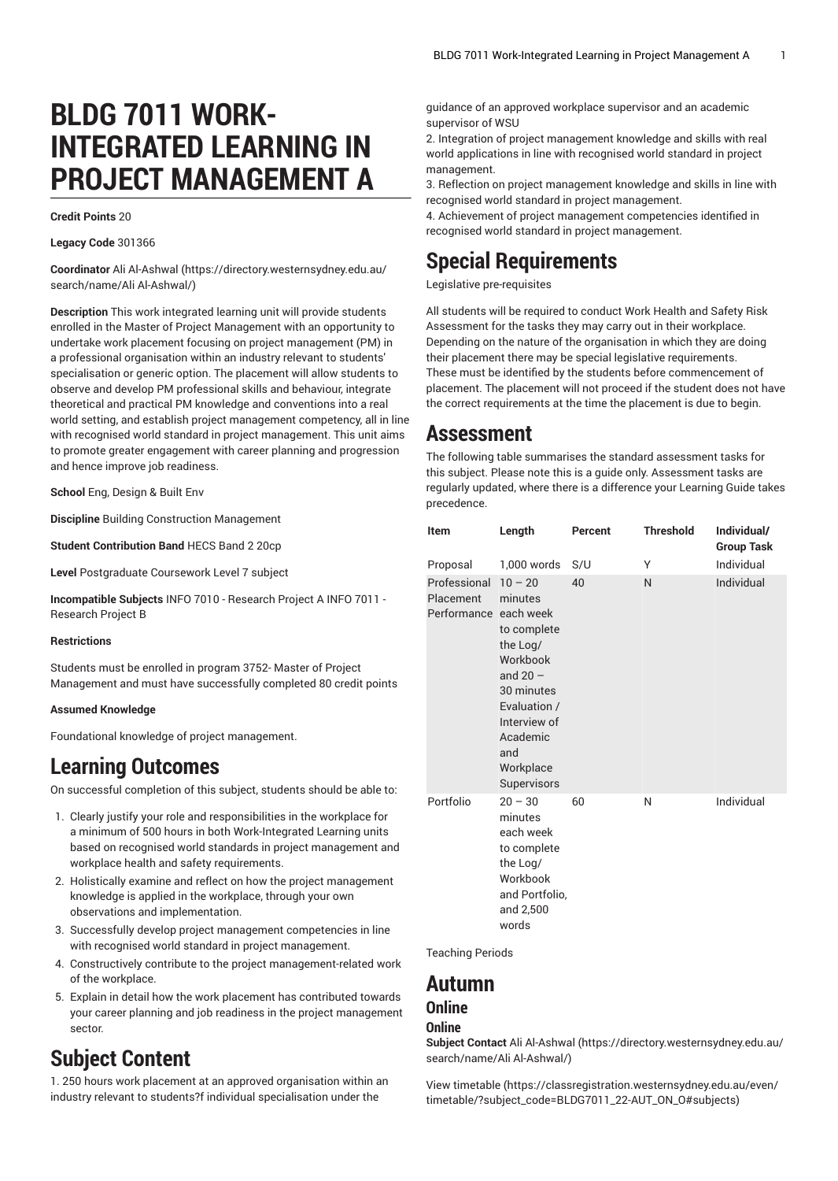# BLDG 7011 WORK-INTEGRATED LEARNING IN PROJECT MANAGEMENT A

**Credit Points** 20

**Legacy Code** 301366

**Coordinator** Ali Al-Ashwal (https://directory.westernsydney.edu.au/search/name/Ali Al-Ashwal/)

**Description** This work integrated learning unit will provide students enrolled in the Master of Project Management with an opportunity to undertake work placement focusing on project management (PM) in a professional organisation within an industry relevant to students' specialisation or generic option. The placement will allow students to observe and develop PM professional skills and behaviour, integrate theoretical and practical PM knowledge and conventions into a real world setting, and establish project management competency, all in line with recognised world standard in project management. This unit aims to promote greater engagement with career planning and progression and hence improve job readiness.

**School** Eng, Design & Built Env

**Discipline** Building Construction Management

**Student Contribution Band** HECS Band 2 20cp

**Level** Postgraduate Coursework Level 7 subject

**Incompatible Subjects** INFO 7010 - Research Project A INFO 7011 - Research Project B

**Restrictions**

Students must be enrolled in program 3752- Master of Project Management and must have successfully completed 80 credit points

**Assumed Knowledge**

Foundational knowledge of project management.

## Learning Outcomes

On successful completion of this subject, students should be able to:

1. Clearly justify your role and responsibilities in the workplace for a minimum of 500 hours in both Work-Integrated Learning units based on recognised world standards in project management and workplace health and safety requirements.
2. Holistically examine and reflect on how the project management knowledge is applied in the workplace, through your own observations and implementation.
3. Successfully develop project management competencies in line with recognised world standard in project management.
4. Constructively contribute to the project management-related work of the workplace.
5. Explain in detail how the work placement has contributed towards your career planning and job readiness in the project management sector.

## Subject Content

1. 250 hours work placement at an approved organisation within an industry relevant to students?f individual specialisation under the guidance of an approved workplace supervisor and an academic supervisor of WSU
2. Integration of project management knowledge and skills with real world applications in line with recognised world standard in project management.
3. Reflection on project management knowledge and skills in line with recognised world standard in project management.
4. Achievement of project management competencies identified in recognised world standard in project management.

## Special Requirements

Legislative pre-requisites

All students will be required to conduct Work Health and Safety Risk Assessment for the tasks they may carry out in their workplace. Depending on the nature of the organisation in which they are doing their placement there may be special legislative requirements. These must be identified by the students before commencement of placement. The placement will not proceed if the student does not have the correct requirements at the time the placement is due to begin.

## Assessment

The following table summarises the standard assessment tasks for this subject. Please note this is a guide only. Assessment tasks are regularly updated, where there is a difference your Learning Guide takes precedence.

| Item | Length | Percent | Threshold | Individual/ Group Task |
|---|---|---|---|---|
| Proposal | 1,000 words | S/U | Y | Individual |
| Professional Placement Performance | 10 – 20 minutes each week to complete the Log/ Workbook and 20 – 30 minutes Evaluation / Interview of Academic and Workplace Supervisors | 40 | N | Individual |
| Portfolio | 20 – 30 minutes each week to complete the Log/ Workbook and Portfolio, and 2,500 words | 60 | N | Individual |

Teaching Periods

## Autumn

### Online

#### Online

**Subject Contact** Ali Al-Ashwal (https://directory.westernsydney.edu.au/search/name/Ali Al-Ashwal/)

View timetable (https://classregistration.westernsydney.edu.au/even/timetable/?subject_code=BLDG7011_22-AUT_ON_O#subjects)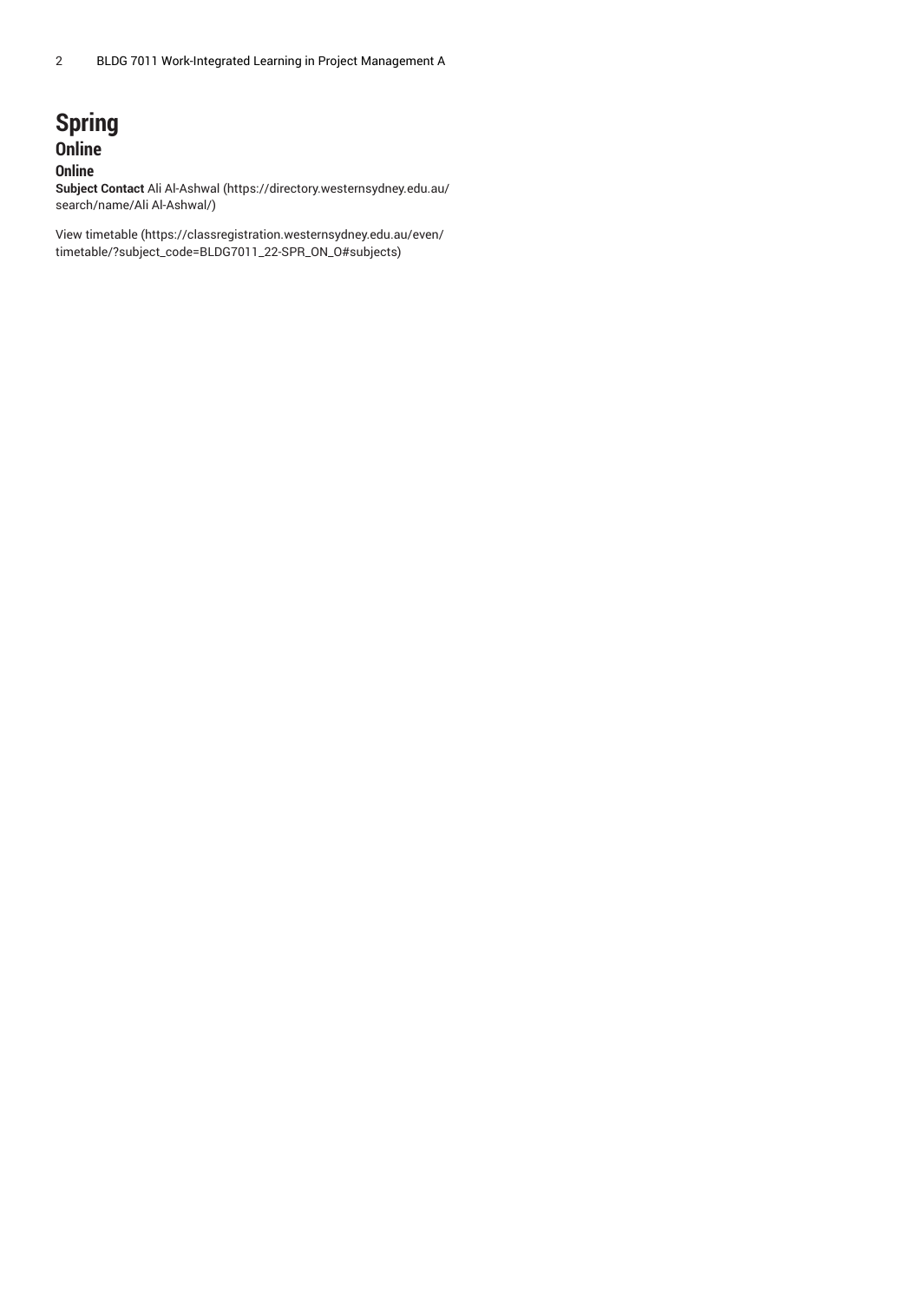## Spring

### Online

#### Online

**Subject Contact** Ali Al-Ashwal (https://directory.westernsydney.edu.au/search/name/Ali Al-Ashwal/)

View timetable (https://classregistration.westernsydney.edu.au/even/timetable/?subject_code=BLDG7011_22-SPR_ON_O#subjects)